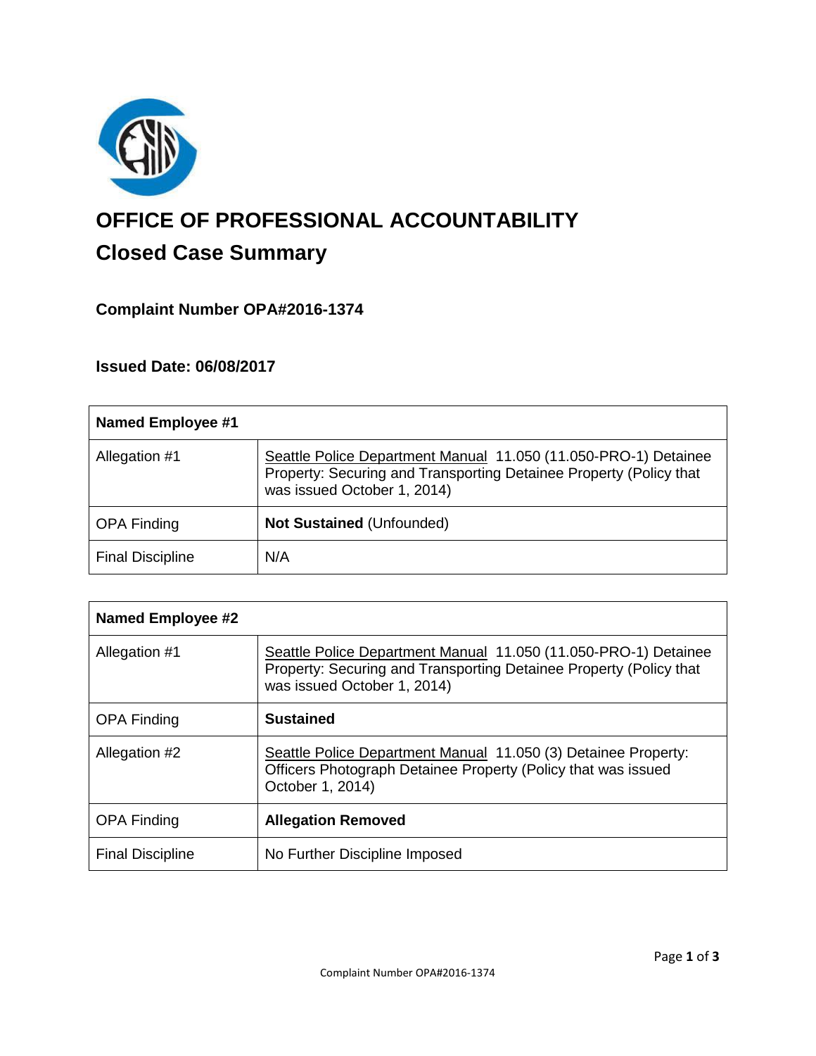# OFFICE OF PROFESSIONAL ACCOUNTABILITY

## Closed Case Summary

### Complaint Number OPA#2016-1374

### Issued Date: 06/08/2017

| Named Employee #1 | |
|---|---|
| Allegation #1 | Seattle Police Department Manual 11.050 (11.050-PRO-1) Detainee Property: Securing and Transporting Detainee Property (Policy that was issued October 1, 2014) |
| OPA Finding | **Not Sustained** (Unfounded) |
| Final Discipline | N/A |

| Named Employee #2 | |
|---|---|
| Allegation #1 | Seattle Police Department Manual 11.050 (11.050-PRO-1) Detainee Property: Securing and Transporting Detainee Property (Policy that was issued October 1, 2014) |
| OPA Finding | **Sustained** |
| Allegation #2 | Seattle Police Department Manual 11.050 (3) Detainee Property: Officers Photograph Detainee Property (Policy that was issued October 1, 2014) |
| OPA Finding | **Allegation Removed** |
| Final Discipline | No Further Discipline Imposed |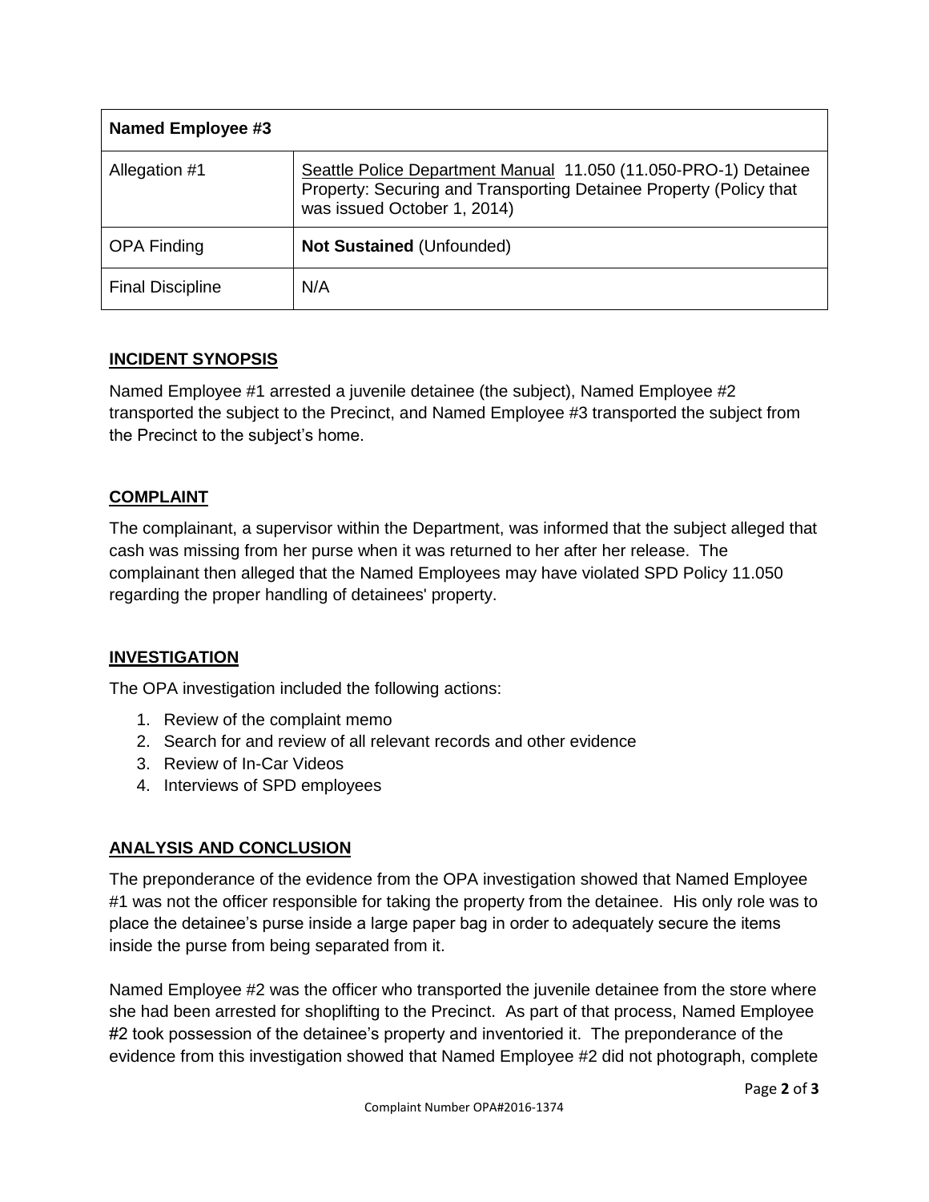| Named Employee #3 | |
| --- | --- |
| Allegation #1 | Seattle Police Department Manual 11.050 (11.050-PRO-1) Detainee Property: Securing and Transporting Detainee Property (Policy that was issued October 1, 2014) |
| OPA Finding | **Not Sustained** (Unfounded) |
| Final Discipline | N/A |

## INCIDENT SYNOPSIS

Named Employee #1 arrested a juvenile detainee (the subject), Named Employee #2 transported the subject to the Precinct, and Named Employee #3 transported the subject from the Precinct to the subject's home.

## COMPLAINT

The complainant, a supervisor within the Department, was informed that the subject alleged that cash was missing from her purse when it was returned to her after her release. The complainant then alleged that the Named Employees may have violated SPD Policy 11.050 regarding the proper handling of detainees' property.

## INVESTIGATION

The OPA investigation included the following actions:

1. Review of the complaint memo
2. Search for and review of all relevant records and other evidence
3. Review of In-Car Videos
4. Interviews of SPD employees

## ANALYSIS AND CONCLUSION

The preponderance of the evidence from the OPA investigation showed that Named Employee #1 was not the officer responsible for taking the property from the detainee. His only role was to place the detainee's purse inside a large paper bag in order to adequately secure the items inside the purse from being separated from it.

Named Employee #2 was the officer who transported the juvenile detainee from the store where she had been arrested for shoplifting to the Precinct. As part of that process, Named Employee #2 took possession of the detainee's property and inventoried it. The preponderance of the evidence from this investigation showed that Named Employee #2 did not photograph, complete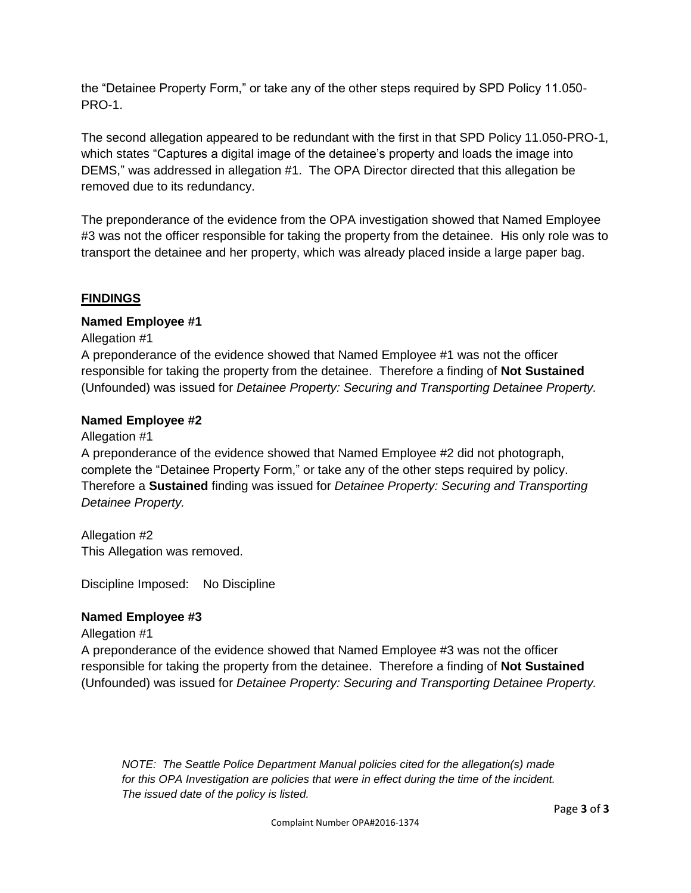the "Detainee Property Form," or take any of the other steps required by SPD Policy 11.050-PRO-1.

The second allegation appeared to be redundant with the first in that SPD Policy 11.050-PRO-1, which states "Captures a digital image of the detainee's property and loads the image into DEMS," was addressed in allegation #1. The OPA Director directed that this allegation be removed due to its redundancy.

The preponderance of the evidence from the OPA investigation showed that Named Employee #3 was not the officer responsible for taking the property from the detainee. His only role was to transport the detainee and her property, which was already placed inside a large paper bag.

## FINDINGS

### Named Employee #1

Allegation #1

A preponderance of the evidence showed that Named Employee #1 was not the officer responsible for taking the property from the detainee. Therefore a finding of **Not Sustained** (Unfounded) was issued for *Detainee Property: Securing and Transporting Detainee Property.*

### Named Employee #2

Allegation #1

A preponderance of the evidence showed that Named Employee #2 did not photograph, complete the "Detainee Property Form," or take any of the other steps required by policy. Therefore a **Sustained** finding was issued for *Detainee Property: Securing and Transporting Detainee Property.*

Allegation #2

This Allegation was removed.

Discipline Imposed: No Discipline

### Named Employee #3

Allegation #1

A preponderance of the evidence showed that Named Employee #3 was not the officer responsible for taking the property from the detainee. Therefore a finding of **Not Sustained** (Unfounded) was issued for *Detainee Property: Securing and Transporting Detainee Property.*

*NOTE: The Seattle Police Department Manual policies cited for the allegation(s) made for this OPA Investigation are policies that were in effect during the time of the incident. The issued date of the policy is listed.*

Complaint Number OPA#2016-1374